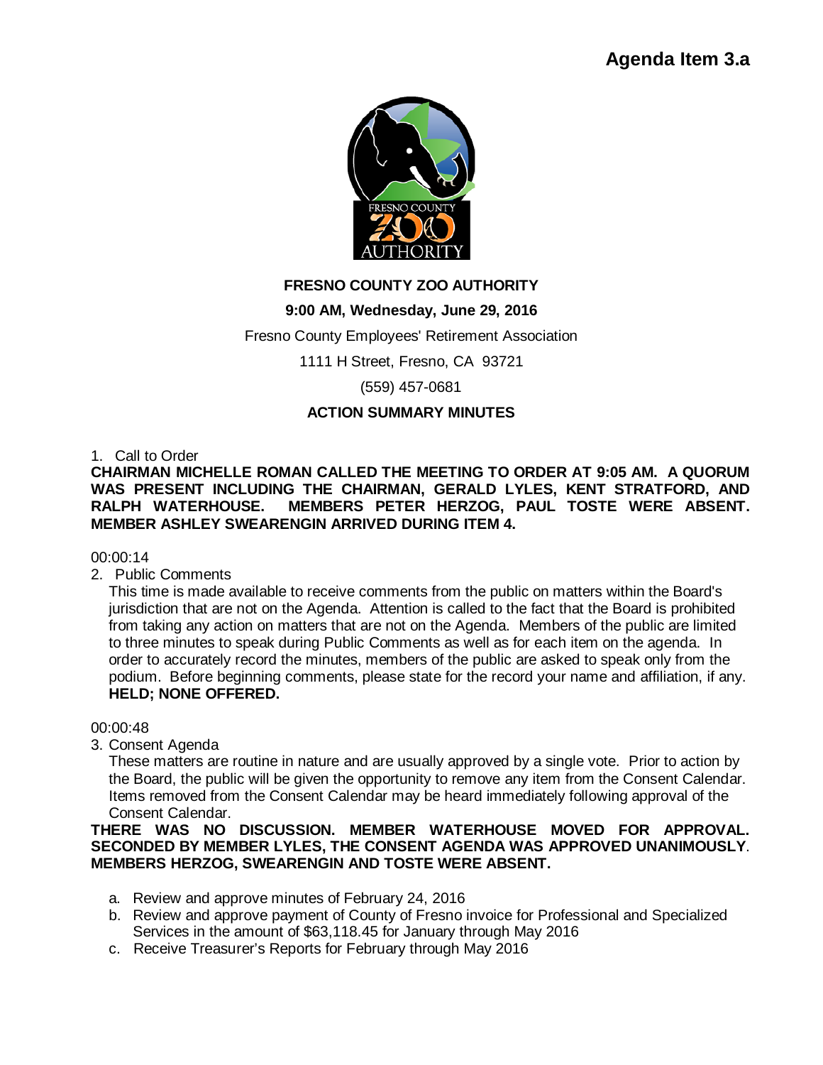**Agenda Item 3.a**

**FRESNO COUNTY ZOO AUTHORITY**

**9:00 AM, Wednesday, June 29, 2016**

Fresno County Employees' Retirement Association

1111 H Street, Fresno, CA 93721

(559) 457-0681

**ACTION SUMMARY MINUTES**

1. Call to Order

**CHAIRMAN MICHELLE ROMAN CALLED THE MEETING TO ORDER AT 9:05 AM. A QUORUM WAS PRESENT INCLUDING THE CHAIRMAN, GERALD LYLES, KENT STRATFORD, AND RALPH WATERHOUSE. MEMBERS PETER HERZOG, PAUL TOSTE WERE ABSENT. MEMBER ASHLEY SWEARENGIN ARRIVED DURING ITEM 4.**

00:00:14

2. Public Comments

   This time is made available to receive comments from the public on matters within the Board's jurisdiction that are not on the Agenda. Attention is called to the fact that the Board is prohibited from taking any action on matters that are not on the Agenda. Members of the public are limited to three minutes to speak during Public Comments as well as for each item on the agenda. In order to accurately record the minutes, members of the public are asked to speak only from the podium. Before beginning comments, please state for the record your name and affiliation, if any.
   **HELD; NONE OFFERED.**

00:00:48

3. Consent Agenda

   These matters are routine in nature and are usually approved by a single vote. Prior to action by the Board, the public will be given the opportunity to remove any item from the Consent Calendar. Items removed from the Consent Calendar may be heard immediately following approval of the Consent Calendar.

**THERE WAS NO DISCUSSION. MEMBER WATERHOUSE MOVED FOR APPROVAL. SECONDED BY MEMBER LYLES, THE CONSENT AGENDA WAS APPROVED UNANIMOUSLY. MEMBERS HERZOG, SWEARENGIN AND TOSTE WERE ABSENT.**

   a. Review and approve minutes of February 24, 2016
   b. Review and approve payment of County of Fresno invoice for Professional and Specialized Services in the amount of $63,118.45 for January through May 2016
   c. Receive Treasurer's Reports for February through May 2016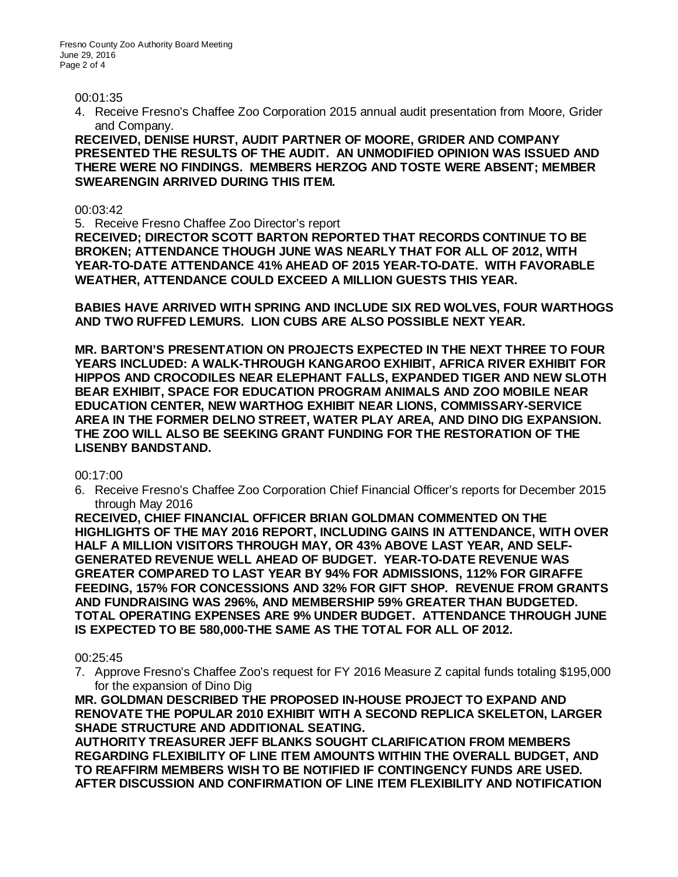00:01:35

4. Receive Fresno's Chaffee Zoo Corporation 2015 annual audit presentation from Moore, Grider and Company.

**RECEIVED, DENISE HURST, AUDIT PARTNER OF MOORE, GRIDER AND COMPANY PRESENTED THE RESULTS OF THE AUDIT. AN UNMODIFIED OPINION WAS ISSUED AND THERE WERE NO FINDINGS. MEMBERS HERZOG AND TOSTE WERE ABSENT; MEMBER SWEARENGIN ARRIVED DURING THIS ITEM.**

00:03:42

5. Receive Fresno Chaffee Zoo Director's report

**RECEIVED; DIRECTOR SCOTT BARTON REPORTED THAT RECORDS CONTINUE TO BE BROKEN; ATTENDANCE THOUGH JUNE WAS NEARLY THAT FOR ALL OF 2012, WITH YEAR-TO-DATE ATTENDANCE 41% AHEAD OF 2015 YEAR-TO-DATE. WITH FAVORABLE WEATHER, ATTENDANCE COULD EXCEED A MILLION GUESTS THIS YEAR.**

**BABIES HAVE ARRIVED WITH SPRING AND INCLUDE SIX RED WOLVES, FOUR WARTHOGS AND TWO RUFFED LEMURS. LION CUBS ARE ALSO POSSIBLE NEXT YEAR.**

**MR. BARTON'S PRESENTATION ON PROJECTS EXPECTED IN THE NEXT THREE TO FOUR YEARS INCLUDED: A WALK-THROUGH KANGAROO EXHIBIT, AFRICA RIVER EXHIBIT FOR HIPPOS AND CROCODILES NEAR ELEPHANT FALLS, EXPANDED TIGER AND NEW SLOTH BEAR EXHIBIT, SPACE FOR EDUCATION PROGRAM ANIMALS AND ZOO MOBILE NEAR EDUCATION CENTER, NEW WARTHOG EXHIBIT NEAR LIONS, COMMISSARY-SERVICE AREA IN THE FORMER DELNO STREET, WATER PLAY AREA, AND DINO DIG EXPANSION. THE ZOO WILL ALSO BE SEEKING GRANT FUNDING FOR THE RESTORATION OF THE LISENBY BANDSTAND.**

00:17:00

6. Receive Fresno's Chaffee Zoo Corporation Chief Financial Officer's reports for December 2015 through May 2016

**RECEIVED, CHIEF FINANCIAL OFFICER BRIAN GOLDMAN COMMENTED ON THE HIGHLIGHTS OF THE MAY 2016 REPORT, INCLUDING GAINS IN ATTENDANCE, WITH OVER HALF A MILLION VISITORS THROUGH MAY, OR 43% ABOVE LAST YEAR, AND SELF-GENERATED REVENUE WELL AHEAD OF BUDGET. YEAR-TO-DATE REVENUE WAS GREATER COMPARED TO LAST YEAR BY 94% FOR ADMISSIONS, 112% FOR GIRAFFE FEEDING, 157% FOR CONCESSIONS AND 32% FOR GIFT SHOP. REVENUE FROM GRANTS AND FUNDRAISING WAS 296%, AND MEMBERSHIP 59% GREATER THAN BUDGETED. TOTAL OPERATING EXPENSES ARE 9% UNDER BUDGET. ATTENDANCE THROUGH JUNE IS EXPECTED TO BE 580,000-THE SAME AS THE TOTAL FOR ALL OF 2012.**

00:25:45

7. Approve Fresno's Chaffee Zoo's request for FY 2016 Measure Z capital funds totaling $195,000 for the expansion of Dino Dig

**MR. GOLDMAN DESCRIBED THE PROPOSED IN-HOUSE PROJECT TO EXPAND AND RENOVATE THE POPULAR 2010 EXHIBIT WITH A SECOND REPLICA SKELETON, LARGER SHADE STRUCTURE AND ADDITIONAL SEATING.**

**AUTHORITY TREASURER JEFF BLANKS SOUGHT CLARIFICATION FROM MEMBERS REGARDING FLEXIBILITY OF LINE ITEM AMOUNTS WITHIN THE OVERALL BUDGET, AND TO REAFFIRM MEMBERS WISH TO BE NOTIFIED IF CONTINGENCY FUNDS ARE USED. AFTER DISCUSSION AND CONFIRMATION OF LINE ITEM FLEXIBILITY AND NOTIFICATION**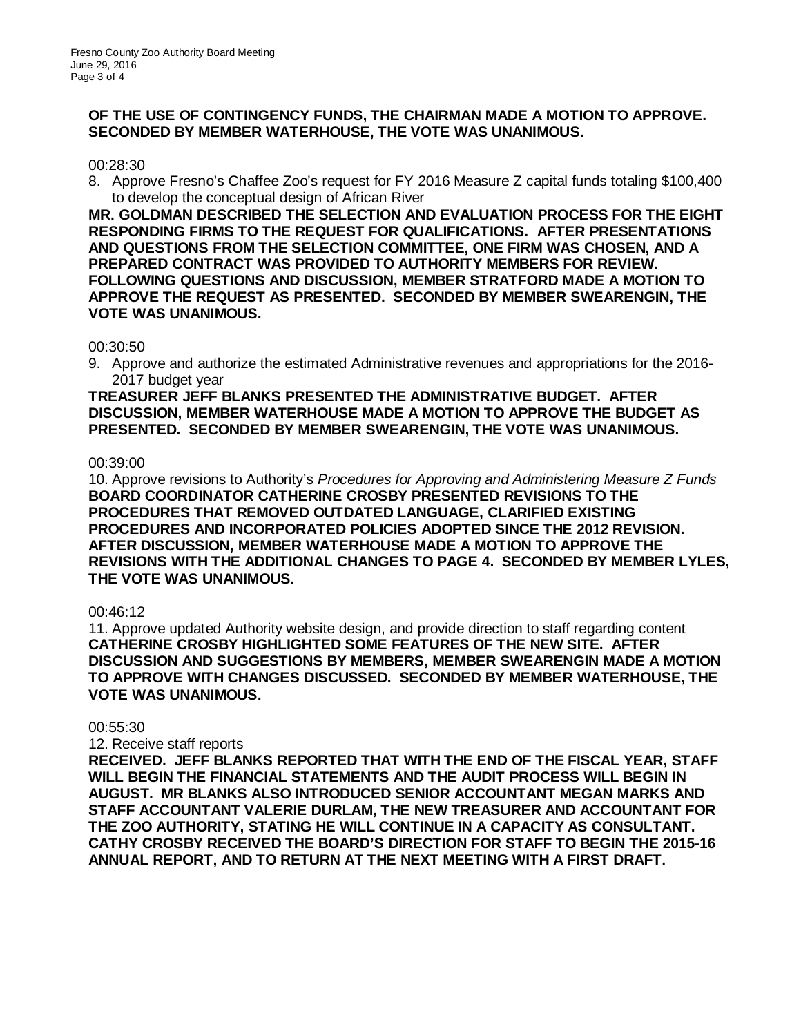**OF THE USE OF CONTINGENCY FUNDS, THE CHAIRMAN MADE A MOTION TO APPROVE. SECONDED BY MEMBER WATERHOUSE, THE VOTE WAS UNANIMOUS.**

00:28:30

8. Approve Fresno's Chaffee Zoo's request for FY 2016 Measure Z capital funds totaling $100,400 to develop the conceptual design of African River

**MR. GOLDMAN DESCRIBED THE SELECTION AND EVALUATION PROCESS FOR THE EIGHT RESPONDING FIRMS TO THE REQUEST FOR QUALIFICATIONS. AFTER PRESENTATIONS AND QUESTIONS FROM THE SELECTION COMMITTEE, ONE FIRM WAS CHOSEN, AND A PREPARED CONTRACT WAS PROVIDED TO AUTHORITY MEMBERS FOR REVIEW. FOLLOWING QUESTIONS AND DISCUSSION, MEMBER STRATFORD MADE A MOTION TO APPROVE THE REQUEST AS PRESENTED. SECONDED BY MEMBER SWEARENGIN, THE VOTE WAS UNANIMOUS.**

00:30:50

9. Approve and authorize the estimated Administrative revenues and appropriations for the 2016-2017 budget year

**TREASURER JEFF BLANKS PRESENTED THE ADMINISTRATIVE BUDGET. AFTER DISCUSSION, MEMBER WATERHOUSE MADE A MOTION TO APPROVE THE BUDGET AS PRESENTED. SECONDED BY MEMBER SWEARENGIN, THE VOTE WAS UNANIMOUS.**

00:39:00

10. Approve revisions to Authority's *Procedures for Approving and Administering Measure Z Funds*

**BOARD COORDINATOR CATHERINE CROSBY PRESENTED REVISIONS TO THE PROCEDURES THAT REMOVED OUTDATED LANGUAGE, CLARIFIED EXISTING PROCEDURES AND INCORPORATED POLICIES ADOPTED SINCE THE 2012 REVISION. AFTER DISCUSSION, MEMBER WATERHOUSE MADE A MOTION TO APPROVE THE REVISIONS WITH THE ADDITIONAL CHANGES TO PAGE 4. SECONDED BY MEMBER LYLES, THE VOTE WAS UNANIMOUS.**

00:46:12

11. Approve updated Authority website design, and provide direction to staff regarding content

**CATHERINE CROSBY HIGHLIGHTED SOME FEATURES OF THE NEW SITE. AFTER DISCUSSION AND SUGGESTIONS BY MEMBERS, MEMBER SWEARENGIN MADE A MOTION TO APPROVE WITH CHANGES DISCUSSED. SECONDED BY MEMBER WATERHOUSE, THE VOTE WAS UNANIMOUS.**

00:55:30

12. Receive staff reports

**RECEIVED. JEFF BLANKS REPORTED THAT WITH THE END OF THE FISCAL YEAR, STAFF WILL BEGIN THE FINANCIAL STATEMENTS AND THE AUDIT PROCESS WILL BEGIN IN AUGUST. MR BLANKS ALSO INTRODUCED SENIOR ACCOUNTANT MEGAN MARKS AND STAFF ACCOUNTANT VALERIE DURLAM, THE NEW TREASURER AND ACCOUNTANT FOR THE ZOO AUTHORITY, STATING HE WILL CONTINUE IN A CAPACITY AS CONSULTANT. CATHY CROSBY RECEIVED THE BOARD'S DIRECTION FOR STAFF TO BEGIN THE 2015-16 ANNUAL REPORT, AND TO RETURN AT THE NEXT MEETING WITH A FIRST DRAFT.**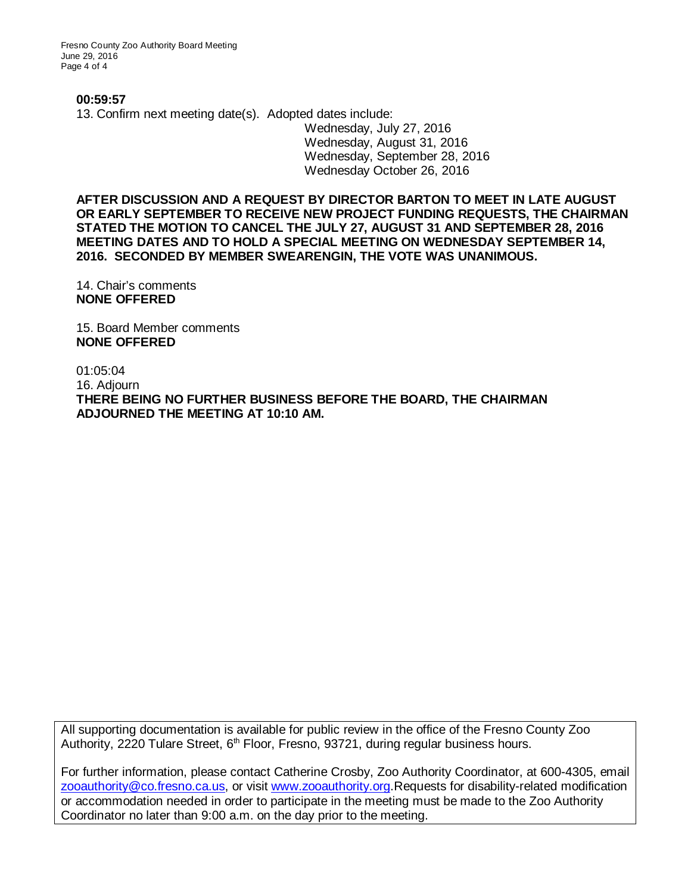**00:59:57**

13. Confirm next meeting date(s). Adopted dates include:

Wednesday, July 27, 2016
Wednesday, August 31, 2016
Wednesday, September 28, 2016
Wednesday October 26, 2016

**AFTER DISCUSSION AND A REQUEST BY DIRECTOR BARTON TO MEET IN LATE AUGUST OR EARLY SEPTEMBER TO RECEIVE NEW PROJECT FUNDING REQUESTS, THE CHAIRMAN STATED THE MOTION TO CANCEL THE JULY 27, AUGUST 31 AND SEPTEMBER 28, 2016 MEETING DATES AND TO HOLD A SPECIAL MEETING ON WEDNESDAY SEPTEMBER 14, 2016. SECONDED BY MEMBER SWEARENGIN, THE VOTE WAS UNANIMOUS.**

14. Chair's comments
**NONE OFFERED**

15. Board Member comments
**NONE OFFERED**

01:05:04
16. Adjourn
**THERE BEING NO FURTHER BUSINESS BEFORE THE BOARD, THE CHAIRMAN ADJOURNED THE MEETING AT 10:10 AM.**

All supporting documentation is available for public review in the office of the Fresno County Zoo Authority, 2220 Tulare Street, 6th Floor, Fresno, 93721, during regular business hours.

For further information, please contact Catherine Crosby, Zoo Authority Coordinator, at 600-4305, email zooauthority@co.fresno.ca.us, or visit www.zooauthority.org. Requests for disability-related modification or accommodation needed in order to participate in the meeting must be made to the Zoo Authority Coordinator no later than 9:00 a.m. on the day prior to the meeting.